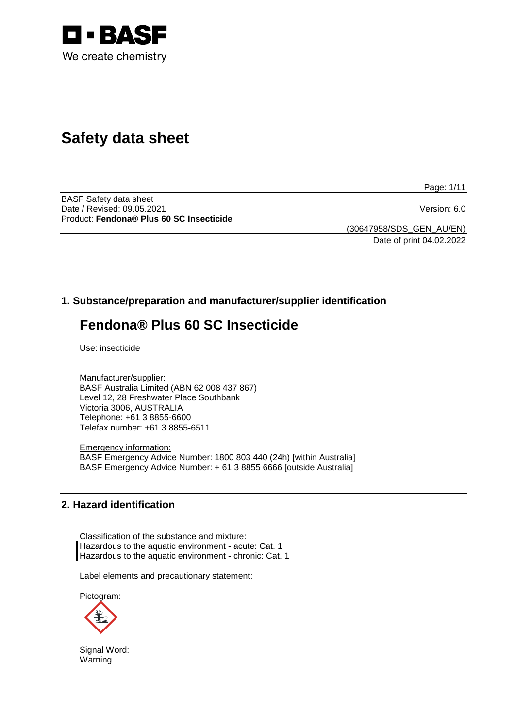# Safety data sheet

BASF Safety data sheet
Date / Revised: 09.05.2021
Product: **Fendona® Plus 60 SC Insecticide**

Version: 6.0

(30647958/SDS_GEN_AU/EN)
Date of print 04.02.2022

## 1. Substance/preparation and manufacturer/supplier identification

## Fendona® Plus 60 SC Insecticide

Use: insecticide

Manufacturer/supplier:
BASF Australia Limited (ABN 62 008 437 867)
Level 12, 28 Freshwater Place Southbank
Victoria 3006, AUSTRALIA
Telephone: +61 3 8855-6600
Telefax number: +61 3 8855-6511

Emergency information:
BASF Emergency Advice Number: 1800 803 440 (24h) [within Australia]
BASF Emergency Advice Number: + 61 3 8855 6666 [outside Australia]

## 2. Hazard identification

Classification of the substance and mixture:
Hazardous to the aquatic environment - acute: Cat. 1
Hazardous to the aquatic environment - chronic: Cat. 1

Label elements and precautionary statement:

Pictogram:

Signal Word:
Warning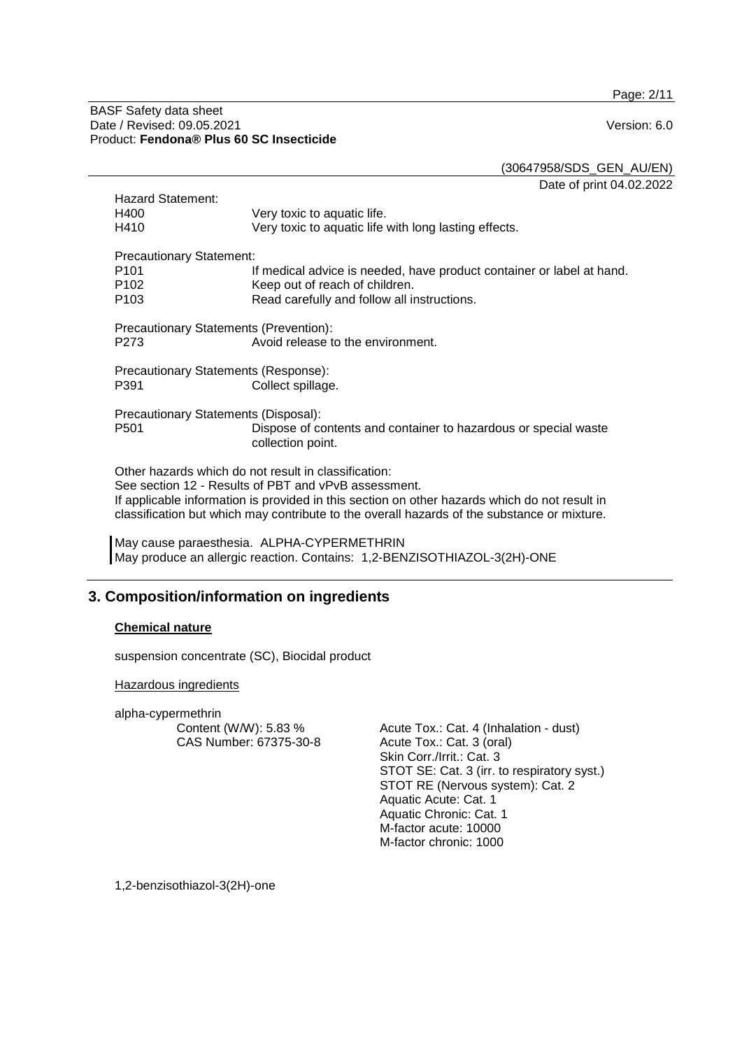Hazard Statement:

| | |
|---|---|
| H400 | Very toxic to aquatic life. |
| H410 | Very toxic to aquatic life with long lasting effects. |

Precautionary Statement:

| | |
|---|---|
| P101 | If medical advice is needed, have product container or label at hand. |
| P102 | Keep out of reach of children. |
| P103 | Read carefully and follow all instructions. |

Precautionary Statements (Prevention):

| | |
|---|---|
| P273 | Avoid release to the environment. |

Precautionary Statements (Response):

| | |
|---|---|
| P391 | Collect spillage. |

Precautionary Statements (Disposal):

| | |
|---|---|
| P501 | Dispose of contents and container to hazardous or special waste collection point. |

Other hazards which do not result in classification:
See section 12 - Results of PBT and vPvB assessment.
If applicable information is provided in this section on other hazards which do not result in classification but which may contribute to the overall hazards of the substance or mixture.

May cause paraesthesia. ALPHA-CYPERMETHRIN
May produce an allergic reaction. Contains: 1,2-BENZISOTHIAZOL-3(2H)-ONE

## 3. Composition/information on ingredients

**Chemical nature**

suspension concentrate (SC), Biocidal product

Hazardous ingredients

alpha-cypermethrin

| | |
|---|---|
| Content (W/W): 5.83 %<br>CAS Number: 67375-30-8 | Acute Tox.: Cat. 4 (Inhalation - dust)<br>Acute Tox.: Cat. 3 (oral)<br>Skin Corr./Irrit.: Cat. 3<br>STOT SE: Cat. 3 (irr. to respiratory syst.)<br>STOT RE (Nervous system): Cat. 2<br>Aquatic Acute: Cat. 1<br>Aquatic Chronic: Cat. 1<br>M-factor acute: 10000<br>M-factor chronic: 1000 |

1,2-benzisothiazol-3(2H)-one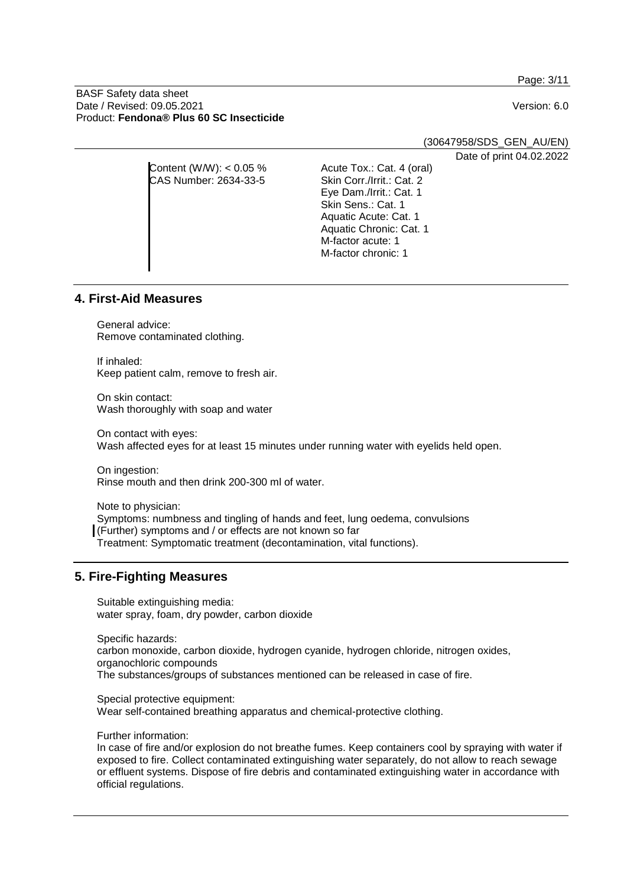| | |
|---|---|
| Content (W/W): < 0.05 %<br>CAS Number: 2634-33-5 | Acute Tox.: Cat. 4 (oral)<br>Skin Corr./Irrit.: Cat. 2<br>Eye Dam./Irrit.: Cat. 1<br>Skin Sens.: Cat. 1<br>Aquatic Acute: Cat. 1<br>Aquatic Chronic: Cat. 1<br>M-factor acute: 1<br>M-factor chronic: 1 |

## 4. First-Aid Measures

General advice:
Remove contaminated clothing.

If inhaled:
Keep patient calm, remove to fresh air.

On skin contact:
Wash thoroughly with soap and water

On contact with eyes:
Wash affected eyes for at least 15 minutes under running water with eyelids held open.

On ingestion:
Rinse mouth and then drink 200-300 ml of water.

Note to physician:
Symptoms: numbness and tingling of hands and feet, lung oedema, convulsions
(Further) symptoms and / or effects are not known so far
Treatment: Symptomatic treatment (decontamination, vital functions).

## 5. Fire-Fighting Measures

Suitable extinguishing media:
water spray, foam, dry powder, carbon dioxide

Specific hazards:
carbon monoxide, carbon dioxide, hydrogen cyanide, hydrogen chloride, nitrogen oxides, organochloric compounds
The substances/groups of substances mentioned can be released in case of fire.

Special protective equipment:
Wear self-contained breathing apparatus and chemical-protective clothing.

Further information:
In case of fire and/or explosion do not breathe fumes. Keep containers cool by spraying with water if exposed to fire. Collect contaminated extinguishing water separately, do not allow to reach sewage or effluent systems. Dispose of fire debris and contaminated extinguishing water in accordance with official regulations.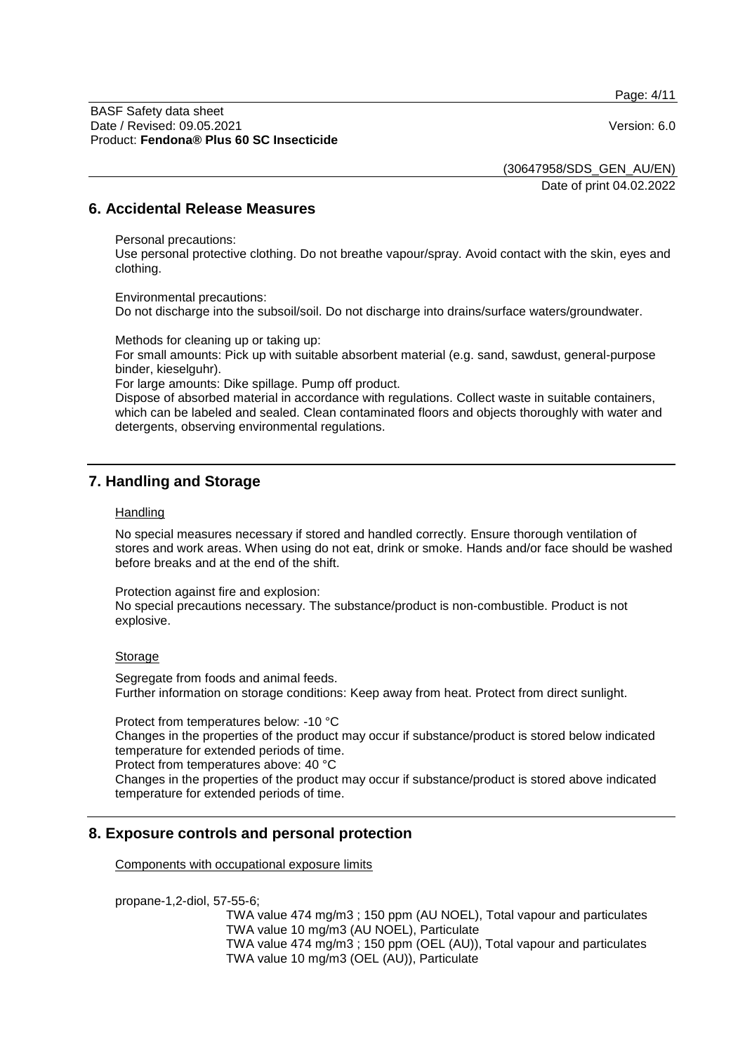## 6. Accidental Release Measures

Personal precautions:
Use personal protective clothing. Do not breathe vapour/spray. Avoid contact with the skin, eyes and clothing.

Environmental precautions:
Do not discharge into the subsoil/soil. Do not discharge into drains/surface waters/groundwater.

Methods for cleaning up or taking up:
For small amounts: Pick up with suitable absorbent material (e.g. sand, sawdust, general-purpose binder, kieselguhr).
For large amounts: Dike spillage. Pump off product.
Dispose of absorbed material in accordance with regulations. Collect waste in suitable containers, which can be labeled and sealed. Clean contaminated floors and objects thoroughly with water and detergents, observing environmental regulations.

## 7. Handling and Storage

Handling

No special measures necessary if stored and handled correctly. Ensure thorough ventilation of stores and work areas. When using do not eat, drink or smoke. Hands and/or face should be washed before breaks and at the end of the shift.

Protection against fire and explosion:
No special precautions necessary. The substance/product is non-combustible. Product is not explosive.

Storage

Segregate from foods and animal feeds.
Further information on storage conditions: Keep away from heat. Protect from direct sunlight.

Protect from temperatures below: -10 °C
Changes in the properties of the product may occur if substance/product is stored below indicated temperature for extended periods of time.
Protect from temperatures above: 40 °C
Changes in the properties of the product may occur if substance/product is stored above indicated temperature for extended periods of time.

## 8. Exposure controls and personal protection

Components with occupational exposure limits

propane-1,2-diol, 57-55-6;

TWA value 474 mg/m3 ; 150 ppm (AU NOEL), Total vapour and particulates
TWA value 10 mg/m3 (AU NOEL), Particulate
TWA value 474 mg/m3 ; 150 ppm (OEL (AU)), Total vapour and particulates
TWA value 10 mg/m3 (OEL (AU)), Particulate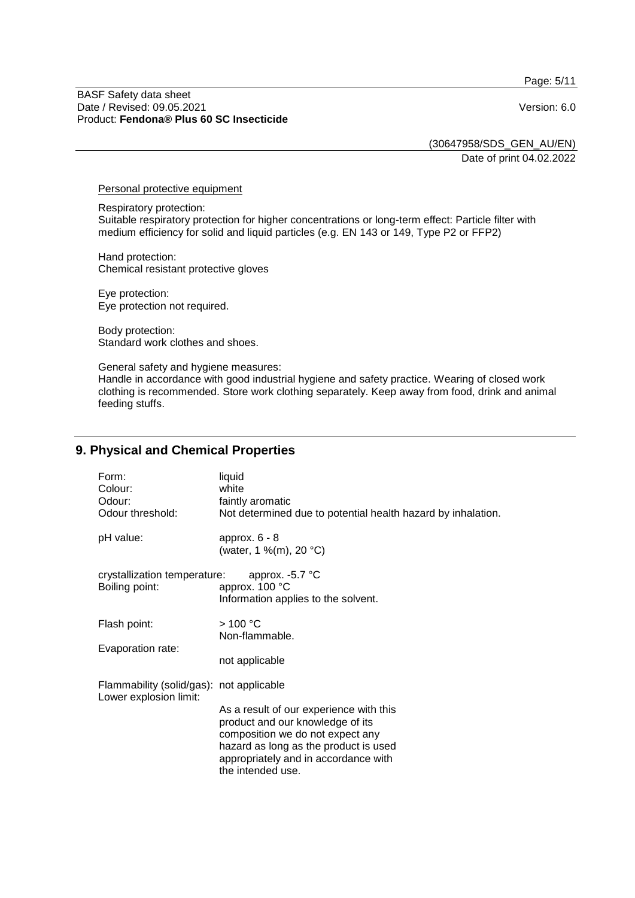Personal protective equipment

Respiratory protection:
Suitable respiratory protection for higher concentrations or long-term effect: Particle filter with medium efficiency for solid and liquid particles (e.g. EN 143 or 149, Type P2 or FFP2)

Hand protection:
Chemical resistant protective gloves

Eye protection:
Eye protection not required.

Body protection:
Standard work clothes and shoes.

General safety and hygiene measures:
Handle in accordance with good industrial hygiene and safety practice. Wearing of closed work clothing is recommended. Store work clothing separately. Keep away from food, drink and animal feeding stuffs.

## 9. Physical and Chemical Properties

Form: liquid
Colour: white
Odour: faintly aromatic
Odour threshold: Not determined due to potential health hazard by inhalation.

pH value: approx. 6 - 8
(water, 1 %(m), 20 °C)

crystallization temperature: approx. -5.7 °C
Boiling point: approx. 100 °C
Information applies to the solvent.

Flash point: > 100 °C
Non-flammable.

Evaporation rate:
not applicable

Flammability (solid/gas): not applicable

Lower explosion limit:
As a result of our experience with this product and our knowledge of its composition we do not expect any hazard as long as the product is used appropriately and in accordance with the intended use.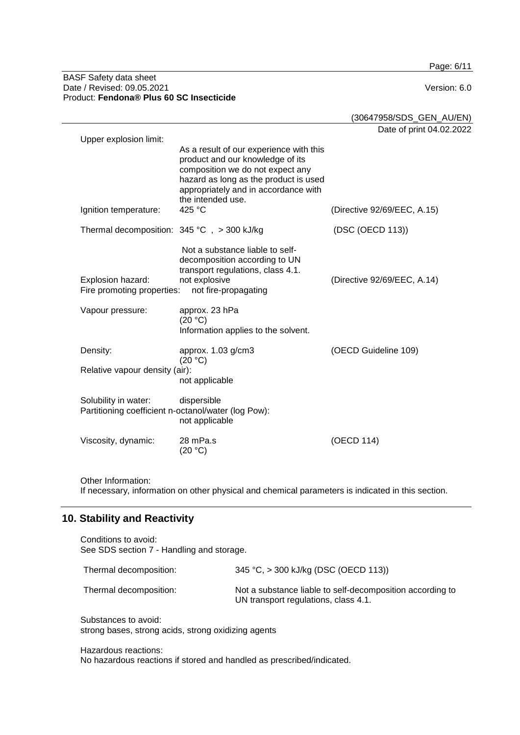Upper explosion limit:

As a result of our experience with this product and our knowledge of its composition we do not expect any hazard as long as the product is used appropriately and in accordance with the intended use.

| | | |
|---|---|---|
| Ignition temperature: | 425 °C | (Directive 92/69/EEC, A.15) |
| Thermal decomposition: | 345 °C , > 300 kJ/kg | (DSC (OECD 113)) |
| | Not a substance liable to self-decomposition according to UN transport regulations, class 4.1. | |
| Explosion hazard: | not explosive | (Directive 92/69/EEC, A.14) |
| Fire promoting properties: | not fire-propagating | |
| Vapour pressure: | approx. 23 hPa (20 °C) Information applies to the solvent. | |
| Density: | approx. 1.03 g/cm3 (20 °C) | (OECD Guideline 109) |
| Relative vapour density (air): | not applicable | |
| Solubility in water: | dispersible | |
| Partitioning coefficient n-octanol/water (log Pow): | not applicable | |
| Viscosity, dynamic: | 28 mPa.s (20 °C) | (OECD 114) |

Other Information:
If necessary, information on other physical and chemical parameters is indicated in this section.

## 10. Stability and Reactivity

Conditions to avoid:
See SDS section 7 - Handling and storage.

| | |
|---|---|
| Thermal decomposition: | 345 °C, > 300 kJ/kg (DSC (OECD 113)) |
| Thermal decomposition: | Not a substance liable to self-decomposition according to UN transport regulations, class 4.1. |

Substances to avoid:
strong bases, strong acids, strong oxidizing agents

Hazardous reactions:
No hazardous reactions if stored and handled as prescribed/indicated.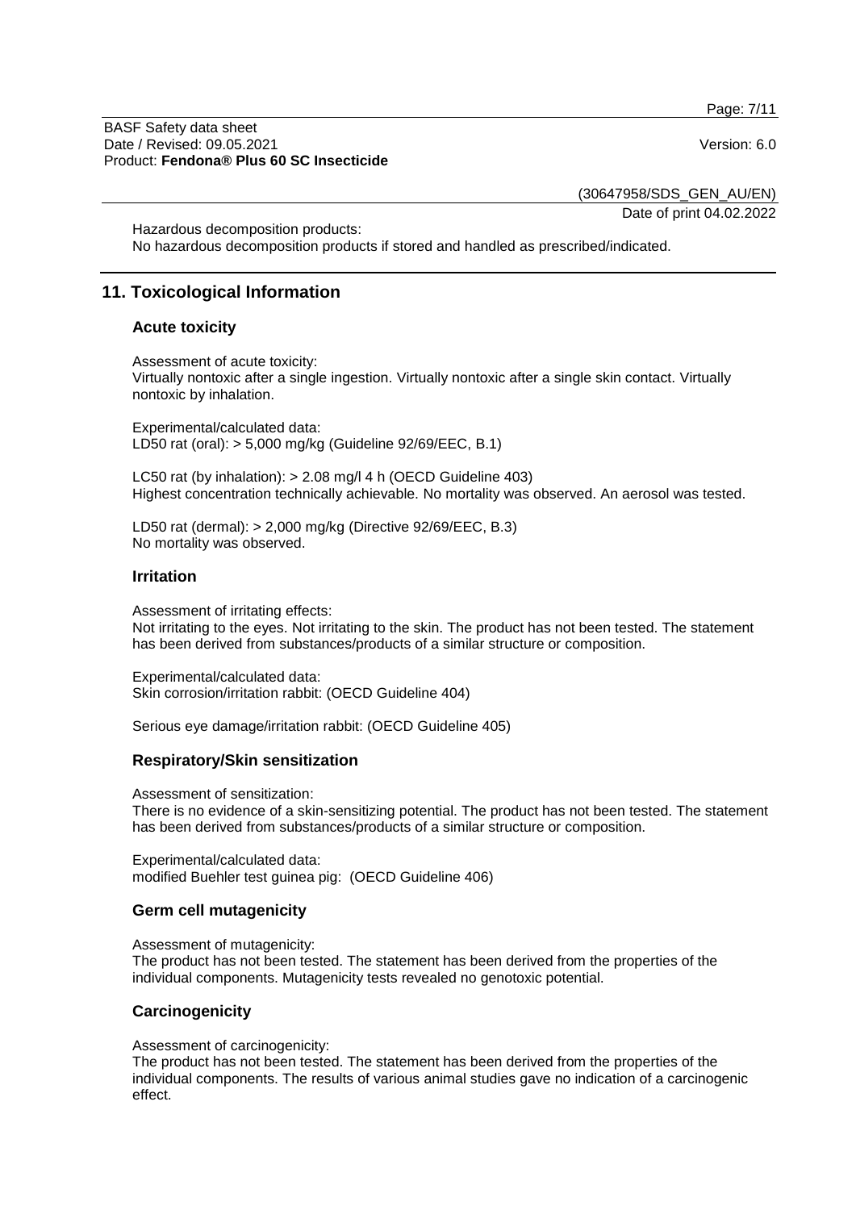Hazardous decomposition products:
No hazardous decomposition products if stored and handled as prescribed/indicated.

## 11. Toxicological Information

### Acute toxicity

Assessment of acute toxicity:
Virtually nontoxic after a single ingestion. Virtually nontoxic after a single skin contact. Virtually nontoxic by inhalation.

Experimental/calculated data:
LD50 rat (oral): > 5,000 mg/kg (Guideline 92/69/EEC, B.1)

LC50 rat (by inhalation): > 2.08 mg/l 4 h (OECD Guideline 403)
Highest concentration technically achievable. No mortality was observed. An aerosol was tested.

LD50 rat (dermal): > 2,000 mg/kg (Directive 92/69/EEC, B.3)
No mortality was observed.

### Irritation

Assessment of irritating effects:
Not irritating to the eyes. Not irritating to the skin. The product has not been tested. The statement has been derived from substances/products of a similar structure or composition.

Experimental/calculated data:
Skin corrosion/irritation rabbit: (OECD Guideline 404)

Serious eye damage/irritation rabbit: (OECD Guideline 405)

### Respiratory/Skin sensitization

Assessment of sensitization:
There is no evidence of a skin-sensitizing potential. The product has not been tested. The statement has been derived from substances/products of a similar structure or composition.

Experimental/calculated data:
modified Buehler test guinea pig: (OECD Guideline 406)

### Germ cell mutagenicity

Assessment of mutagenicity:
The product has not been tested. The statement has been derived from the properties of the individual components. Mutagenicity tests revealed no genotoxic potential.

### Carcinogenicity

Assessment of carcinogenicity:
The product has not been tested. The statement has been derived from the properties of the individual components. The results of various animal studies gave no indication of a carcinogenic effect.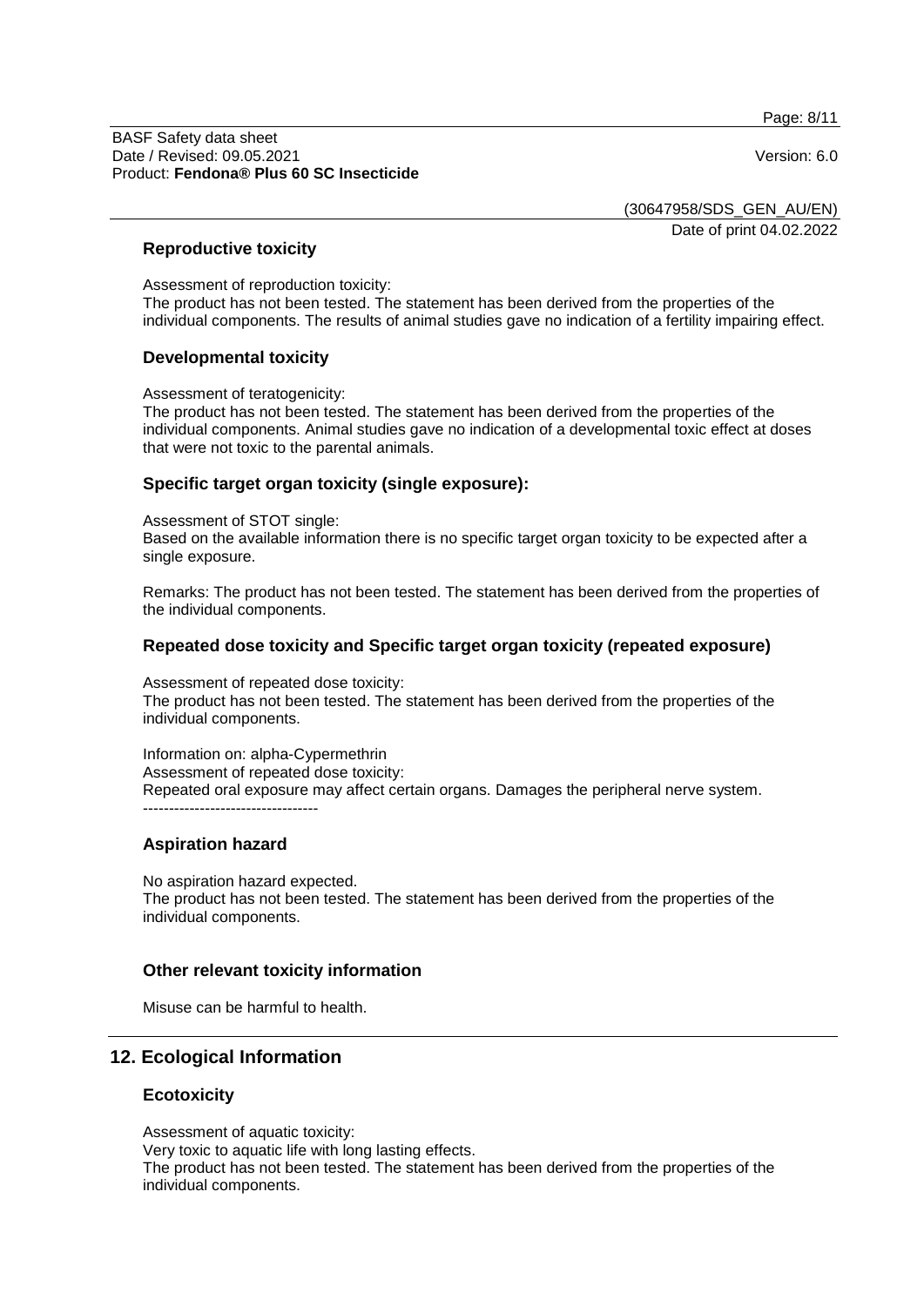### Reproductive toxicity

Assessment of reproduction toxicity:
The product has not been tested. The statement has been derived from the properties of the individual components. The results of animal studies gave no indication of a fertility impairing effect.

### Developmental toxicity

Assessment of teratogenicity:
The product has not been tested. The statement has been derived from the properties of the individual components. Animal studies gave no indication of a developmental toxic effect at doses that were not toxic to the parental animals.

### Specific target organ toxicity (single exposure):

Assessment of STOT single:
Based on the available information there is no specific target organ toxicity to be expected after a single exposure.

Remarks: The product has not been tested. The statement has been derived from the properties of the individual components.

### Repeated dose toxicity and Specific target organ toxicity (repeated exposure)

Assessment of repeated dose toxicity:
The product has not been tested. The statement has been derived from the properties of the individual components.

Information on: alpha-Cypermethrin
Assessment of repeated dose toxicity:
Repeated oral exposure may affect certain organs. Damages the peripheral nerve system.
----------------------------------

### Aspiration hazard

No aspiration hazard expected.
The product has not been tested. The statement has been derived from the properties of the individual components.

### Other relevant toxicity information

Misuse can be harmful to health.

## 12. Ecological Information

### Ecotoxicity

Assessment of aquatic toxicity:
Very toxic to aquatic life with long lasting effects.
The product has not been tested. The statement has been derived from the properties of the individual components.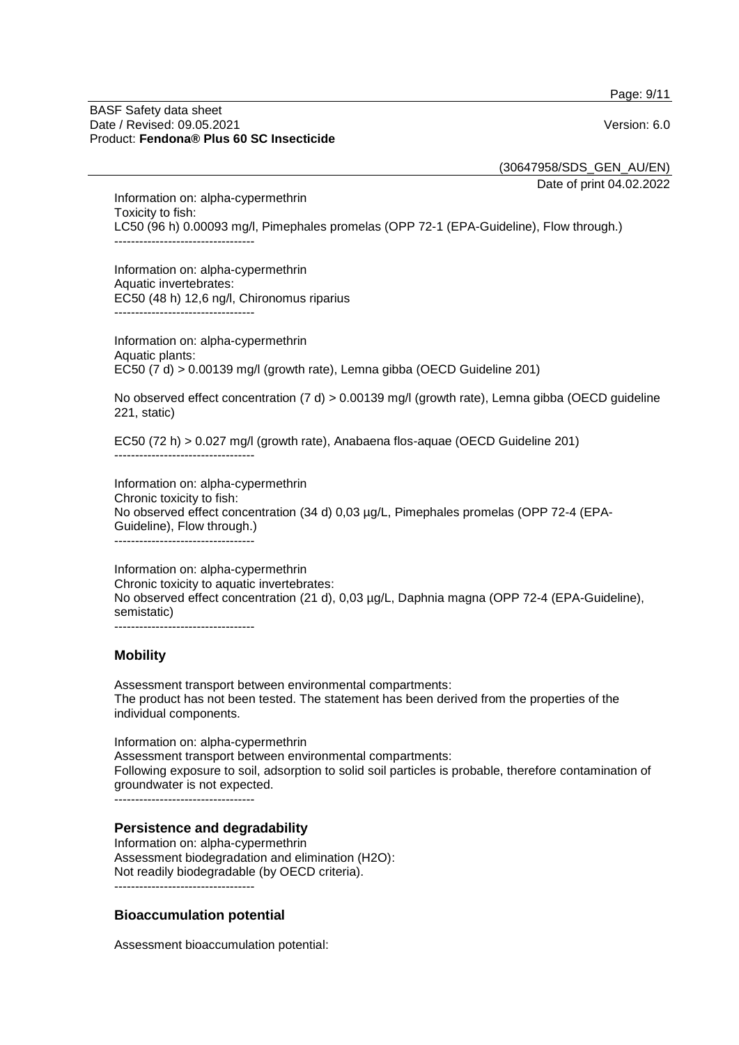Information on: alpha-cypermethrin
Toxicity to fish:
LC50 (96 h) 0.00093 mg/l, Pimephales promelas (OPP 72-1 (EPA-Guideline), Flow through.)

----------------------------------

Information on: alpha-cypermethrin
Aquatic invertebrates:
EC50 (48 h) 12,6 ng/l, Chironomus riparius

----------------------------------

Information on: alpha-cypermethrin
Aquatic plants:
EC50 (7 d) > 0.00139 mg/l (growth rate), Lemna gibba (OECD Guideline 201)

No observed effect concentration (7 d) > 0.00139 mg/l (growth rate), Lemna gibba (OECD guideline 221, static)

EC50 (72 h) > 0.027 mg/l (growth rate), Anabaena flos-aquae (OECD Guideline 201)

----------------------------------

Information on: alpha-cypermethrin
Chronic toxicity to fish:
No observed effect concentration (34 d) 0,03 µg/L, Pimephales promelas (OPP 72-4 (EPA-Guideline), Flow through.)

----------------------------------

Information on: alpha-cypermethrin
Chronic toxicity to aquatic invertebrates:
No observed effect concentration (21 d), 0,03 µg/L, Daphnia magna (OPP 72-4 (EPA-Guideline), semistatic)

----------------------------------

## Mobility

Assessment transport between environmental compartments:
The product has not been tested. The statement has been derived from the properties of the individual components.

Information on: alpha-cypermethrin
Assessment transport between environmental compartments:
Following exposure to soil, adsorption to solid soil particles is probable, therefore contamination of groundwater is not expected.

----------------------------------

## Persistence and degradability

Information on: alpha-cypermethrin
Assessment biodegradation and elimination ($H_2O$):
Not readily biodegradable (by OECD criteria).

----------------------------------

## Bioaccumulation potential

Assessment bioaccumulation potential: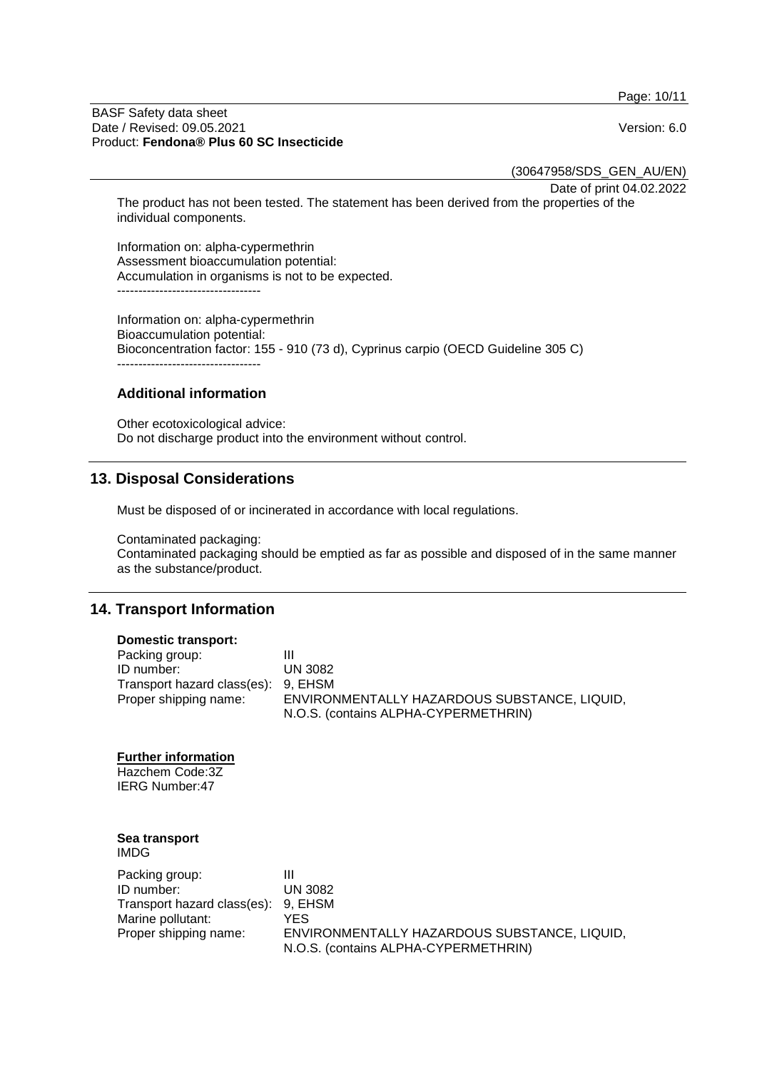The product has not been tested. The statement has been derived from the properties of the individual components.

Information on: alpha-cypermethrin
Assessment bioaccumulation potential:
Accumulation in organisms is not to be expected.
----------------------------------

Information on: alpha-cypermethrin
Bioaccumulation potential:
Bioconcentration factor: 155 - 910 (73 d), Cyprinus carpio (OECD Guideline 305 C)
----------------------------------

### Additional information

Other ecotoxicological advice:
Do not discharge product into the environment without control.

## 13. Disposal Considerations

Must be disposed of or incinerated in accordance with local regulations.

Contaminated packaging:
Contaminated packaging should be emptied as far as possible and disposed of in the same manner as the substance/product.

## 14. Transport Information

**Domestic transport:**

| | |
|---|---|
| Packing group: | III |
| ID number: | UN 3082 |
| Transport hazard class(es): | 9, EHSM |
| Proper shipping name: | ENVIRONMENTALLY HAZARDOUS SUBSTANCE, LIQUID, N.O.S. (contains ALPHA-CYPERMETHRIN) |

**Further information**

Hazchem Code:3Z
IERG Number:47

**Sea transport**
IMDG

| | |
|---|---|
| Packing group: | III |
| ID number: | UN 3082 |
| Transport hazard class(es): | 9, EHSM |
| Marine pollutant: | YES |
| Proper shipping name: | ENVIRONMENTALLY HAZARDOUS SUBSTANCE, LIQUID, N.O.S. (contains ALPHA-CYPERMETHRIN) |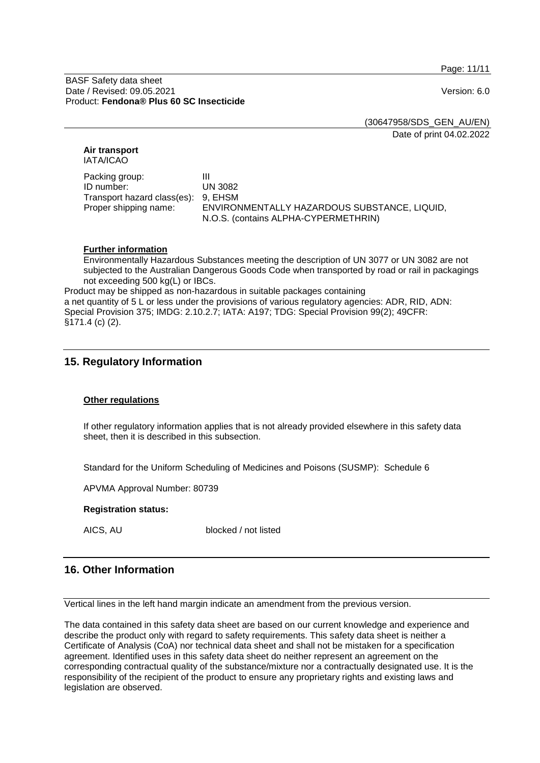**Air transport**
IATA/ICAO

| | |
|---|---|
| Packing group: | III |
| ID number: | UN 3082 |
| Transport hazard class(es): | 9, EHSM |
| Proper shipping name: | ENVIRONMENTALLY HAZARDOUS SUBSTANCE, LIQUID, N.O.S. (contains ALPHA-CYPERMETHRIN) |

**Further information**

Environmentally Hazardous Substances meeting the description of UN 3077 or UN 3082 are not subjected to the Australian Dangerous Goods Code when transported by road or rail in packagings not exceeding 500 kg(L) or IBCs.

Product may be shipped as non-hazardous in suitable packages containing a net quantity of 5 L or less under the provisions of various regulatory agencies: ADR, RID, ADN: Special Provision 375; IMDG: 2.10.2.7; IATA: A197; TDG: Special Provision 99(2); 49CFR: §171.4 (c) (2).

## 15. Regulatory Information

**Other regulations**

If other regulatory information applies that is not already provided elsewhere in this safety data sheet, then it is described in this subsection.

Standard for the Uniform Scheduling of Medicines and Poisons (SUSMP): Schedule 6

APVMA Approval Number: 80739

**Registration status:**

AICS, AU blocked / not listed

## 16. Other Information

Vertical lines in the left hand margin indicate an amendment from the previous version.

The data contained in this safety data sheet are based on our current knowledge and experience and describe the product only with regard to safety requirements. This safety data sheet is neither a Certificate of Analysis (CoA) nor technical data sheet and shall not be mistaken for a specification agreement. Identified uses in this safety data sheet do neither represent an agreement on the corresponding contractual quality of the substance/mixture nor a contractually designated use. It is the responsibility of the recipient of the product to ensure any proprietary rights and existing laws and legislation are observed.